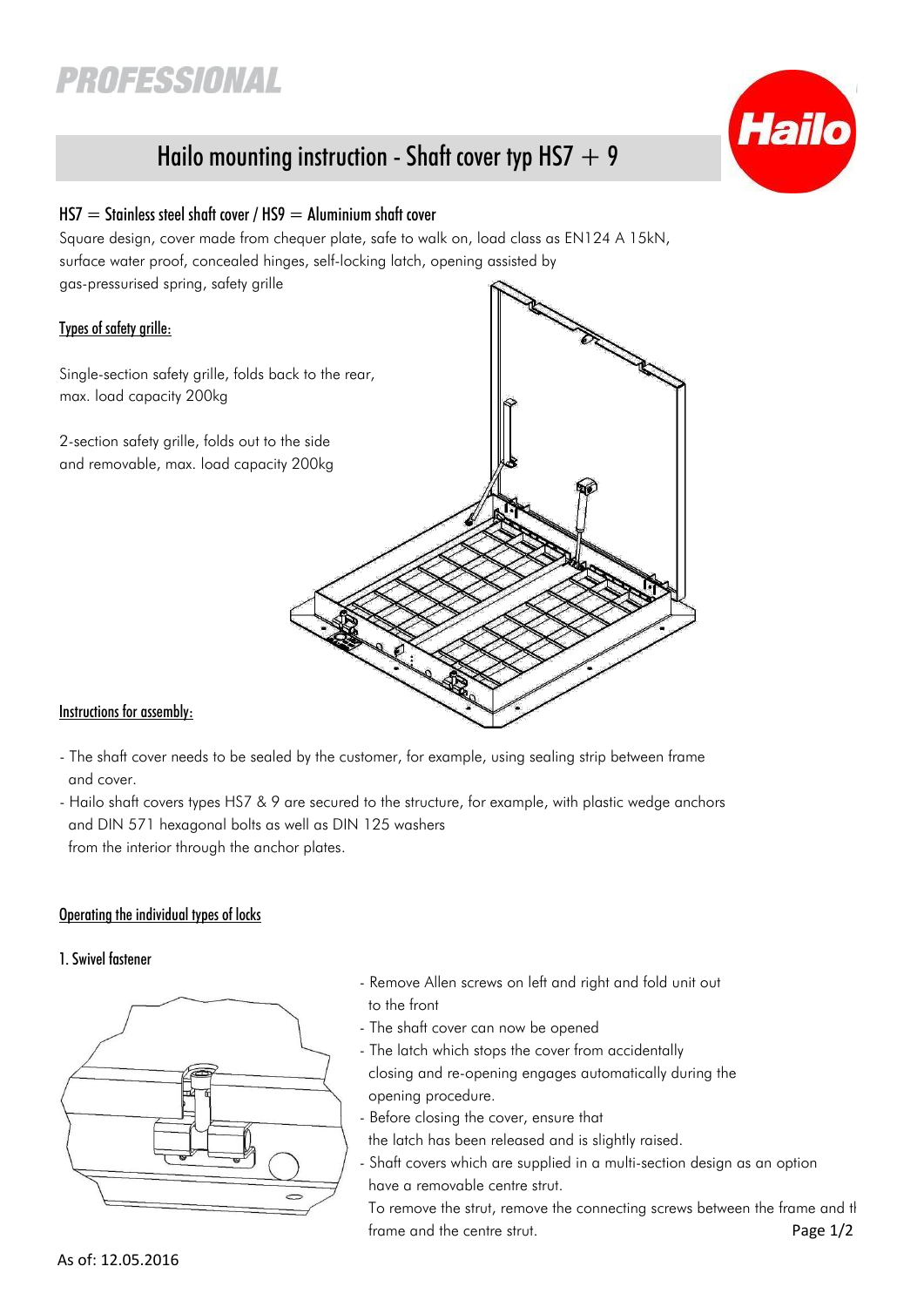PROFESSIONAL

# Hailo mounting instruction - Shaft cover typ HS7 + 9

## HS7 = Stainless steel shaft cover / HS9 = Aluminium shaft cover

Square design, cover made from chequer plate, safe to walk on, load class as EN124 A 15kN, surface water proof, concealed hinges, self-locking latch, opening assisted by gas-pressurised spring, safety grille

### Types of safety grille:

Single-section safety grille, folds back to the rear, max. load capacity 200kg

2-section safety grille, folds out to the side and removable, max. load capacity 200kg

### Instructions for assembly:

- The shaft cover needs to be sealed by the customer, for example, using sealing strip between frame and cover.
- Hailo shaft covers types HS7 & 9 are secured to the structure, for example, with plastic wedge anchors and DIN 571 hexagonal bolts as well as DIN 125 washers from the interior through the anchor plates.

### Operating the individual types of locks

#### 1. Swivel fastener

- Remove Allen screws on left and right and fold unit out to the front
- The shaft cover can now be opened
- The latch which stops the cover from accidentally closing and re-opening engages automatically during the opening procedure.
- Before closing the cover, ensure that the latch has been released and is slightly raised.
- Shaft covers which are supplied in a multi-section design as an option have a removable centre strut.

  To remove the strut, remove the connecting screws between the frame and th frame and the centre strut.

As of: 12.05.2016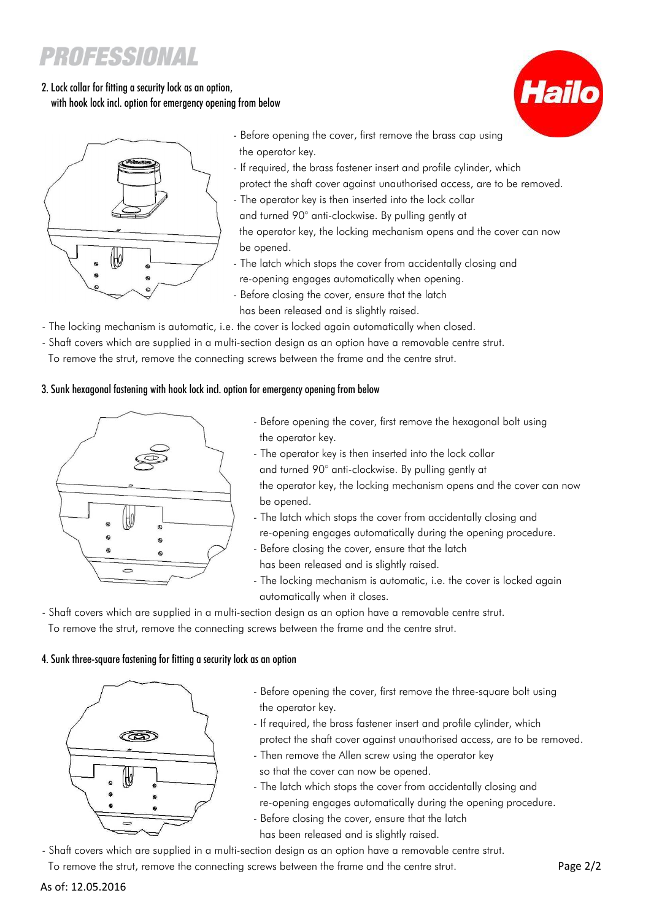**PROFESSIONAL**

## 2. Lock collar for fitting a security lock as an option, with hook lock incl. option for emergency opening from below

- Before opening the cover, first remove the brass cap using the operator key.
- If required, the brass fastener insert and profile cylinder, which protect the shaft cover against unauthorised access, are to be removed.
- The operator key is then inserted into the lock collar and turned 90° anti-clockwise. By pulling gently at the operator key, the locking mechanism opens and the cover can now be opened.
- The latch which stops the cover from accidentally closing and re-opening engages automatically when opening.
- Before closing the cover, ensure that the latch has been released and is slightly raised.
- The locking mechanism is automatic, i.e. the cover is locked again automatically when closed.
- Shaft covers which are supplied in a multi-section design as an option have a removable centre strut. To remove the strut, remove the connecting screws between the frame and the centre strut.

## 3. Sunk hexagonal fastening with hook lock incl. option for emergency opening from below

- Before opening the cover, first remove the hexagonal bolt using the operator key.
- The operator key is then inserted into the lock collar and turned 90° anti-clockwise. By pulling gently at the operator key, the locking mechanism opens and the cover can now be opened.
- The latch which stops the cover from accidentally closing and re-opening engages automatically during the opening procedure.
- Before closing the cover, ensure that the latch has been released and is slightly raised.
- The locking mechanism is automatic, i.e. the cover is locked again automatically when it closes.
- Shaft covers which are supplied in a multi-section design as an option have a removable centre strut. To remove the strut, remove the connecting screws between the frame and the centre strut.

## 4. Sunk three-square fastening for fitting a security lock as an option

- Before opening the cover, first remove the three-square bolt using the operator key.
- If required, the brass fastener insert and profile cylinder, which protect the shaft cover against unauthorised access, are to be removed.
- Then remove the Allen screw using the operator key so that the cover can now be opened.
- The latch which stops the cover from accidentally closing and re-opening engages automatically during the opening procedure.
- Before closing the cover, ensure that the latch has been released and is slightly raised.
- Shaft covers which are supplied in a multi-section design as an option have a removable centre strut. To remove the strut, remove the connecting screws between the frame and the centre strut.

As of: 12.05.2016